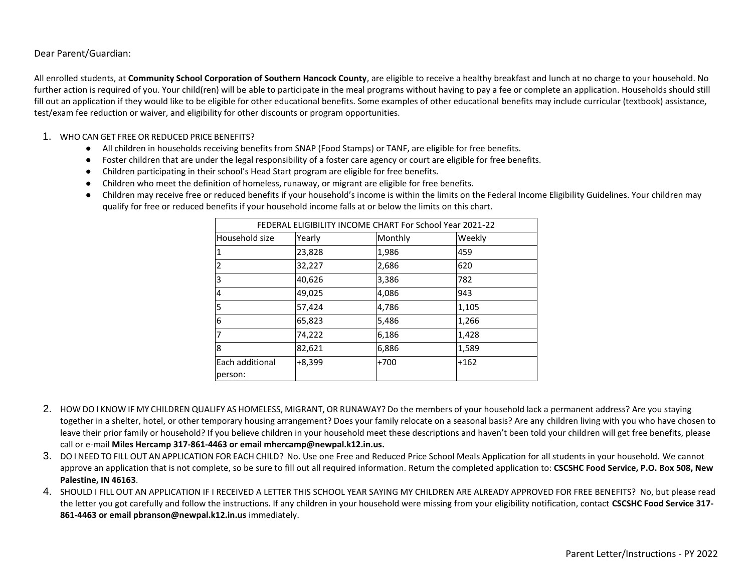Dear Parent/Guardian:

All enrolled students, at **Community School Corporation of Southern Hancock County**, are eligible to receive a healthy breakfast and lunch at no charge to your household. No further action is required of you. Your child(ren) will be able to participate in the meal programs without having to pay a fee or complete an application. Households should still fill out an application if they would like to be eligible for other educational benefits. Some examples of other educational benefits may include curricular (textbook) assistance, test/exam fee reduction or waiver, and eligibility for other discounts or program opportunities.

1. WHO CAN GET FREE OR REDUCED PRICE BENEFITS?
   - All children in households receiving benefits from SNAP (Food Stamps) or TANF, are eligible for free benefits.
   - Foster children that are under the legal responsibility of a foster care agency or court are eligible for free benefits.
   - Children participating in their school's Head Start program are eligible for free benefits.
   - Children who meet the definition of homeless, runaway, or migrant are eligible for free benefits.
   - Children may receive free or reduced benefits if your household's income is within the limits on the Federal Income Eligibility Guidelines. Your children may qualify for free or reduced benefits if your household income falls at or below the limits on this chart.

| FEDERAL ELIGIBILITY INCOME CHART For School Year 2021-22 | | | |
|---|---|---|---|
| Household size | Yearly | Monthly | Weekly |
| 1 | 23,828 | 1,986 | 459 |
| 2 | 32,227 | 2,686 | 620 |
| 3 | 40,626 | 3,386 | 782 |
| 4 | 49,025 | 4,086 | 943 |
| 5 | 57,424 | 4,786 | 1,105 |
| 6 | 65,823 | 5,486 | 1,266 |
| 7 | 74,222 | 6,186 | 1,428 |
| 8 | 82,621 | 6,886 | 1,589 |
| Each additional person: | +8,399 | +700 | +162 |

2. HOW DO I KNOW IF MY CHILDREN QUALIFY AS HOMELESS, MIGRANT, OR RUNAWAY? Do the members of your household lack a permanent address? Are you staying together in a shelter, hotel, or other temporary housing arrangement? Does your family relocate on a seasonal basis? Are any children living with you who have chosen to leave their prior family or household? If you believe children in your household meet these descriptions and haven't been told your children will get free benefits, please call or e-mail **Miles Hercamp 317-861-4463 or email mhercamp@newpal.k12.in.us.**
3. DO I NEED TO FILL OUT AN APPLICATION FOR EACH CHILD? No. Use one Free and Reduced Price School Meals Application for all students in your household. We cannot approve an application that is not complete, so be sure to fill out all required information. Return the completed application to: **CSCSHC Food Service, P.O. Box 508, New Palestine, IN 46163**.
4. SHOULD I FILL OUT AN APPLICATION IF I RECEIVED A LETTER THIS SCHOOL YEAR SAYING MY CHILDREN ARE ALREADY APPROVED FOR FREE BENEFITS? No, but please read the letter you got carefully and follow the instructions. If any children in your household were missing from your eligibility notification, contact **CSCSHC Food Service 317-861-4463 or email pbranson@newpal.k12.in.us** immediately.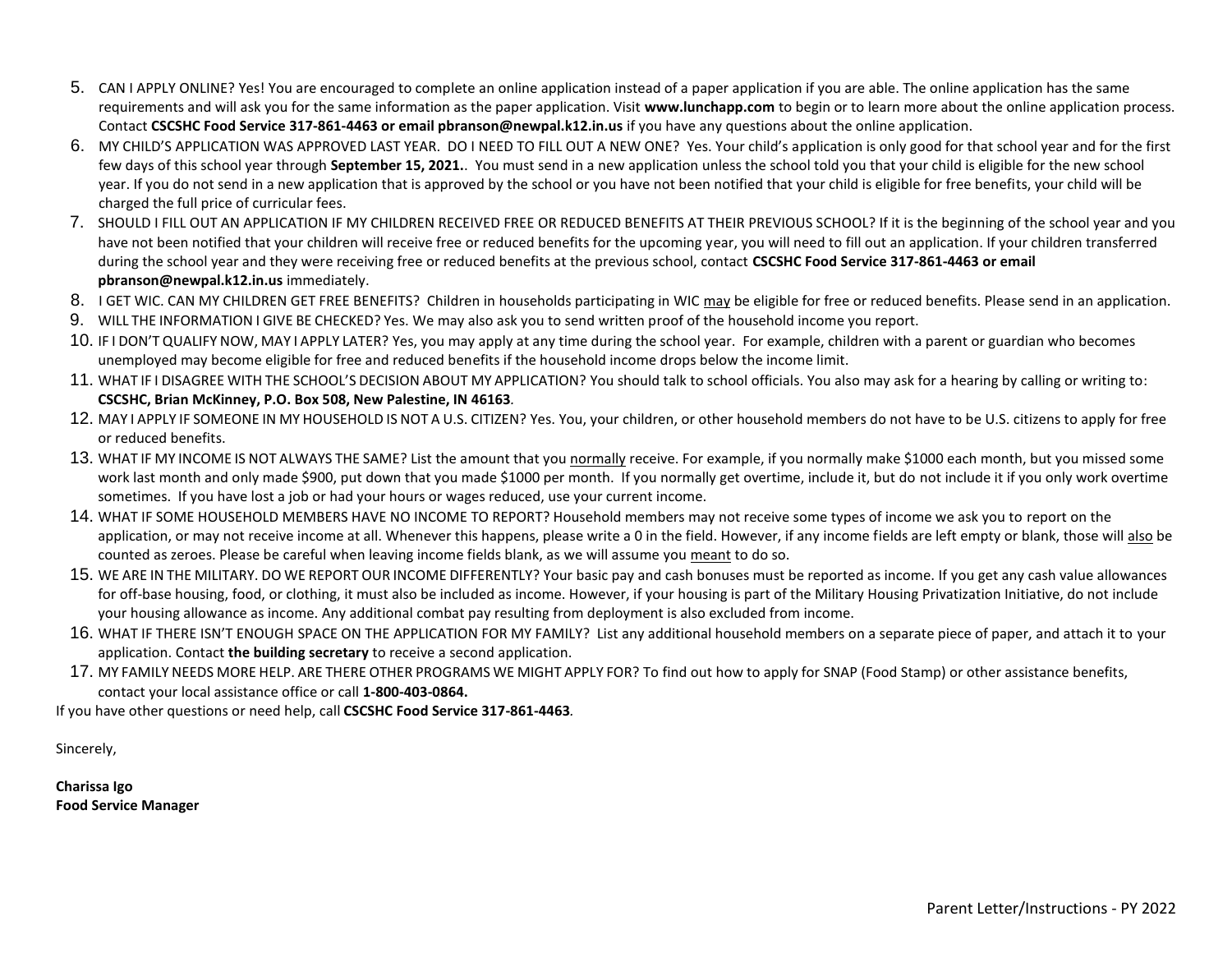5. CAN I APPLY ONLINE? Yes! You are encouraged to complete an online application instead of a paper application if you are able. The online application has the same requirements and will ask you for the same information as the paper application. Visit **www.lunchapp.com** to begin or to learn more about the online application process. Contact **CSCSHC Food Service 317-861-4463 or email pbranson@newpal.k12.in.us** if you have any questions about the online application.
6. MY CHILD'S APPLICATION WAS APPROVED LAST YEAR. DO I NEED TO FILL OUT A NEW ONE? Yes. Your child's application is only good for that school year and for the first few days of this school year through **September 15, 2021.**. You must send in a new application unless the school told you that your child is eligible for the new school year. If you do not send in a new application that is approved by the school or you have not been notified that your child is eligible for free benefits, your child will be charged the full price of curricular fees.
7. SHOULD I FILL OUT AN APPLICATION IF MY CHILDREN RECEIVED FREE OR REDUCED BENEFITS AT THEIR PREVIOUS SCHOOL? If it is the beginning of the school year and you have not been notified that your children will receive free or reduced benefits for the upcoming year, you will need to fill out an application. If your children transferred during the school year and they were receiving free or reduced benefits at the previous school, contact **CSCSHC Food Service 317-861-4463 or email pbranson@newpal.k12.in.us** immediately.
8. I GET WIC. CAN MY CHILDREN GET FREE BENEFITS? Children in households participating in WIC may be eligible for free or reduced benefits. Please send in an application.
9. WILL THE INFORMATION I GIVE BE CHECKED? Yes. We may also ask you to send written proof of the household income you report.
10. IF I DON'T QUALIFY NOW, MAY I APPLY LATER? Yes, you may apply at any time during the school year. For example, children with a parent or guardian who becomes unemployed may become eligible for free and reduced benefits if the household income drops below the income limit.
11. WHAT IF I DISAGREE WITH THE SCHOOL'S DECISION ABOUT MY APPLICATION? You should talk to school officials. You also may ask for a hearing by calling or writing to: **CSCSHC, Brian McKinney, P.O. Box 508, New Palestine, IN 46163**.
12. MAY I APPLY IF SOMEONE IN MY HOUSEHOLD IS NOT A U.S. CITIZEN? Yes. You, your children, or other household members do not have to be U.S. citizens to apply for free or reduced benefits.
13. WHAT IF MY INCOME IS NOT ALWAYS THE SAME? List the amount that you normally receive. For example, if you normally make $1000 each month, but you missed some work last month and only made $900, put down that you made $1000 per month. If you normally get overtime, include it, but do not include it if you only work overtime sometimes. If you have lost a job or had your hours or wages reduced, use your current income.
14. WHAT IF SOME HOUSEHOLD MEMBERS HAVE NO INCOME TO REPORT? Household members may not receive some types of income we ask you to report on the application, or may not receive income at all. Whenever this happens, please write a 0 in the field. However, if any income fields are left empty or blank, those will also be counted as zeroes. Please be careful when leaving income fields blank, as we will assume you meant to do so.
15. WE ARE IN THE MILITARY. DO WE REPORT OUR INCOME DIFFERENTLY? Your basic pay and cash bonuses must be reported as income. If you get any cash value allowances for off-base housing, food, or clothing, it must also be included as income. However, if your housing is part of the Military Housing Privatization Initiative, do not include your housing allowance as income. Any additional combat pay resulting from deployment is also excluded from income.
16. WHAT IF THERE ISN'T ENOUGH SPACE ON THE APPLICATION FOR MY FAMILY? List any additional household members on a separate piece of paper, and attach it to your application. Contact **the building secretary** to receive a second application.
17. MY FAMILY NEEDS MORE HELP. ARE THERE OTHER PROGRAMS WE MIGHT APPLY FOR? To find out how to apply for SNAP (Food Stamp) or other assistance benefits, contact your local assistance office or call **1-800-403-0864.**

If you have other questions or need help, call **CSCSHC Food Service 317-861-4463**.

Sincerely,

**Charissa Igo**
**Food Service Manager**

Parent Letter/Instructions - PY 2022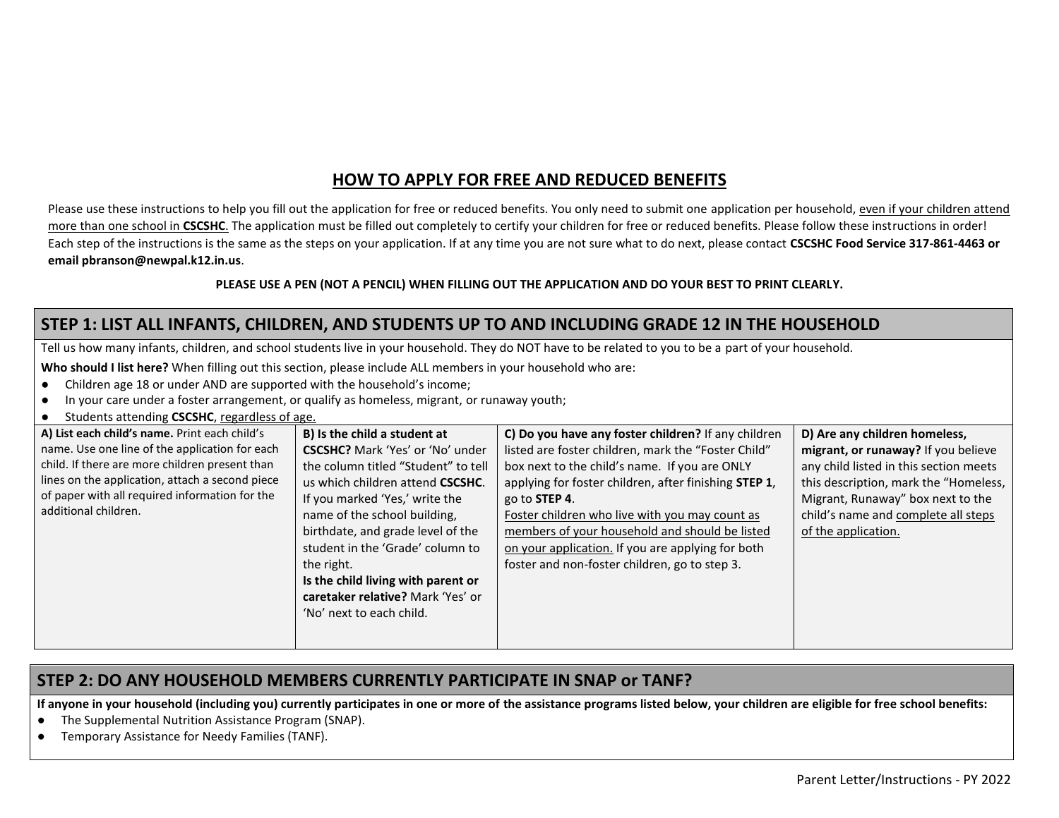## HOW TO APPLY FOR FREE AND REDUCED BENEFITS

Please use these instructions to help you fill out the application for free or reduced benefits. You only need to submit one application per household, even if your children attend more than one school in **CSCSHC**. The application must be filled out completely to certify your children for free or reduced benefits. Please follow these instructions in order! Each step of the instructions is the same as the steps on your application. If at any time you are not sure what to do next, please contact **CSCSHC Food Service 317-861-4463 or email pbranson@newpal.k12.in.us**.

**PLEASE USE A PEN (NOT A PENCIL) WHEN FILLING OUT THE APPLICATION AND DO YOUR BEST TO PRINT CLEARLY.**

### STEP 1: LIST ALL INFANTS, CHILDREN, AND STUDENTS UP TO AND INCLUDING GRADE 12 IN THE HOUSEHOLD

Tell us how many infants, children, and school students live in your household. They do NOT have to be related to you to be a part of your household.

**Who should I list here?** When filling out this section, please include ALL members in your household who are:

- Children age 18 or under AND are supported with the household's income;
- In your care under a foster arrangement, or qualify as homeless, migrant, or runaway youth;
- Students attending **CSCSHC**, regardless of age.

| A) List each child's name. | B) Is the child a student at CSCSHC? | C) Do you have any foster children? | D) Are any children homeless, migrant, or runaway? |
|---|---|---|---|
| Print each child's name. Use one line of the application for each child. If there are more children present than lines on the application, attach a second piece of paper with all required information for the additional children. | Mark 'Yes' or 'No' under the column titled "Student" to tell us which children attend **CSCSHC**. If you marked 'Yes,' write the name of the school building, birthdate, and grade level of the student in the 'Grade' column to the right. **Is the child living with parent or caretaker relative?** Mark 'Yes' or 'No' next to each child. | If any children listed are foster children, mark the "Foster Child" box next to the child's name. If you are ONLY applying for foster children, after finishing **STEP 1**, go to **STEP 4**. Foster children who live with you may count as members of your household and should be listed on your application. If you are applying for both foster and non-foster children, go to step 3. | If you believe any child listed in this section meets this description, mark the "Homeless, Migrant, Runaway" box next to the child's name and complete all steps of the application. |

### STEP 2: DO ANY HOUSEHOLD MEMBERS CURRENTLY PARTICIPATE IN SNAP or TANF?

**If anyone in your household (including you) currently participates in one or more of the assistance programs listed below, your children are eligible for free school benefits:**

- The Supplemental Nutrition Assistance Program (SNAP).
- Temporary Assistance for Needy Families (TANF).

Parent Letter/Instructions - PY 2022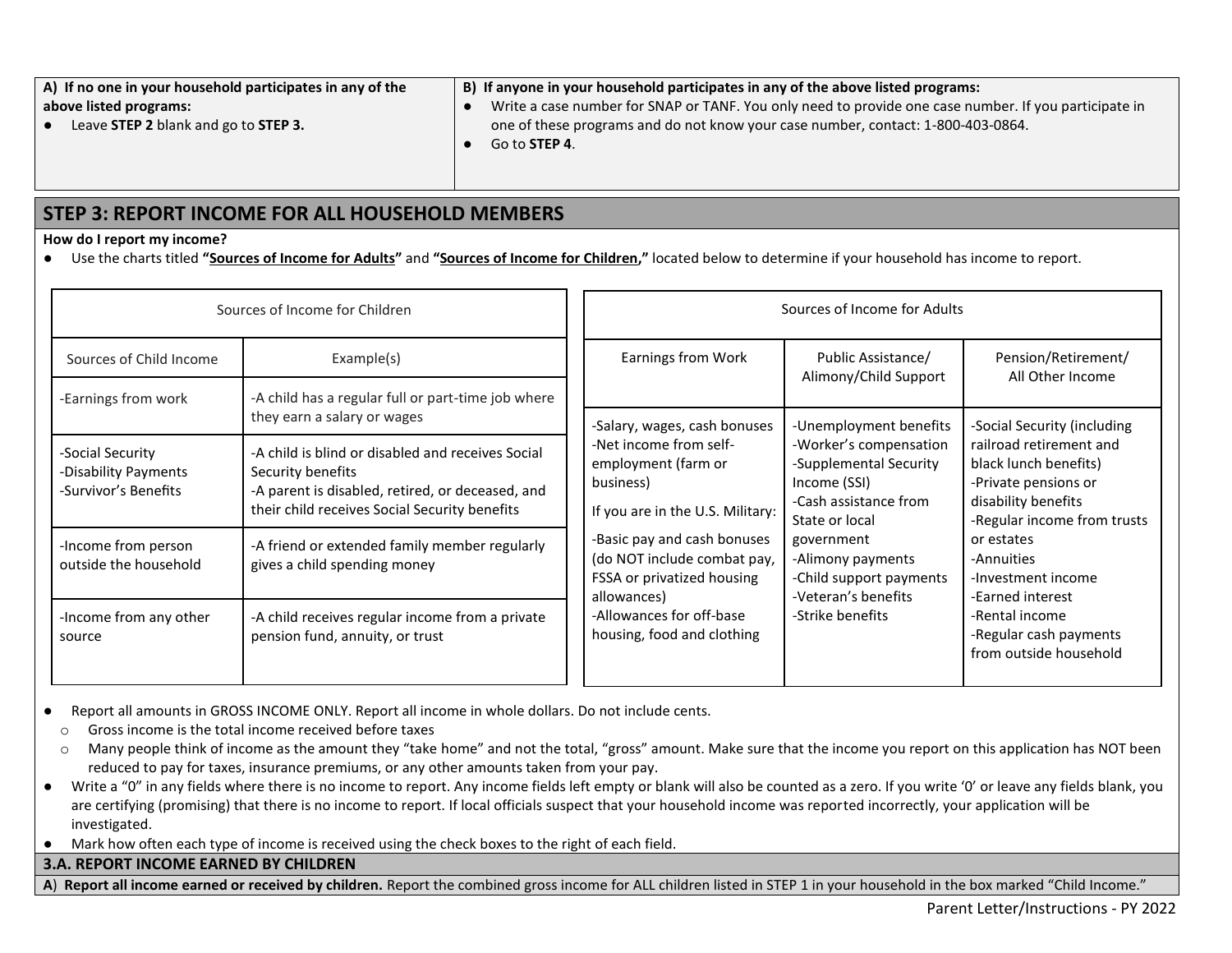| A) If no one in your household participates in any of the above listed programs: | B) If anyone in your household participates in any of the above listed programs: |
| --- | --- |
| ● Leave **STEP 2** blank and go to **STEP 3.** | ● Write a case number for SNAP or TANF. You only need to provide one case number. If you participate in one of these programs and do not know your case number, contact: 1-800-403-0864.<br>● Go to **STEP 4**. |

## STEP 3: REPORT INCOME FOR ALL HOUSEHOLD MEMBERS

**How do I report my income?**

- Use the charts titled **"Sources of Income for Adults"** and **"Sources of Income for Children,"** located below to determine if your household has income to report.

| Sources of Income for Children | |
| --- | --- |
| **Sources of Child Income** | **Example(s)** |
| -Earnings from work | -A child has a regular full or part-time job where they earn a salary or wages |
| -Social Security<br>-Disability Payments<br>-Survivor's Benefits | -A child is blind or disabled and receives Social Security benefits<br>-A parent is disabled, retired, or deceased, and their child receives Social Security benefits |
| -Income from person outside the household | -A friend or extended family member regularly gives a child spending money |
| -Income from any other source | -A child receives regular income from a private pension fund, annuity, or trust |

| Sources of Income for Adults | | |
| --- | --- | --- |
| **Earnings from Work** | **Public Assistance/ Alimony/Child Support** | **Pension/Retirement/ All Other Income** |
| -Salary, wages, cash bonuses<br>-Net income from self-employment (farm or business)<br>If you are in the U.S. Military:<br>-Basic pay and cash bonuses (do NOT include combat pay, FSSA or privatized housing allowances)<br>-Allowances for off-base housing, food and clothing | -Unemployment benefits<br>-Worker's compensation<br>-Supplemental Security Income (SSI)<br>-Cash assistance from State or local government<br>-Alimony payments<br>-Child support payments<br>-Veteran's benefits<br>-Strike benefits | -Social Security (including railroad retirement and black lunch benefits)<br>-Private pensions or disability benefits<br>-Regular income from trusts or estates<br>-Annuities<br>-Investment income<br>-Earned interest<br>-Rental income<br>-Regular cash payments from outside household |

- Report all amounts in GROSS INCOME ONLY. Report all income in whole dollars. Do not include cents.
  - Gross income is the total income received before taxes
  - Many people think of income as the amount they "take home" and not the total, "gross" amount. Make sure that the income you report on this application has NOT been reduced to pay for taxes, insurance premiums, or any other amounts taken from your pay.
- Write a "0" in any fields where there is no income to report. Any income fields left empty or blank will also be counted as a zero. If you write '0' or leave any fields blank, you are certifying (promising) that there is no income to report. If local officials suspect that your household income was reported incorrectly, your application will be investigated.
- Mark how often each type of income is received using the check boxes to the right of each field.

### 3.A. REPORT INCOME EARNED BY CHILDREN

A) **Report all income earned or received by children.** Report the combined gross income for ALL children listed in STEP 1 in your household in the box marked "Child Income."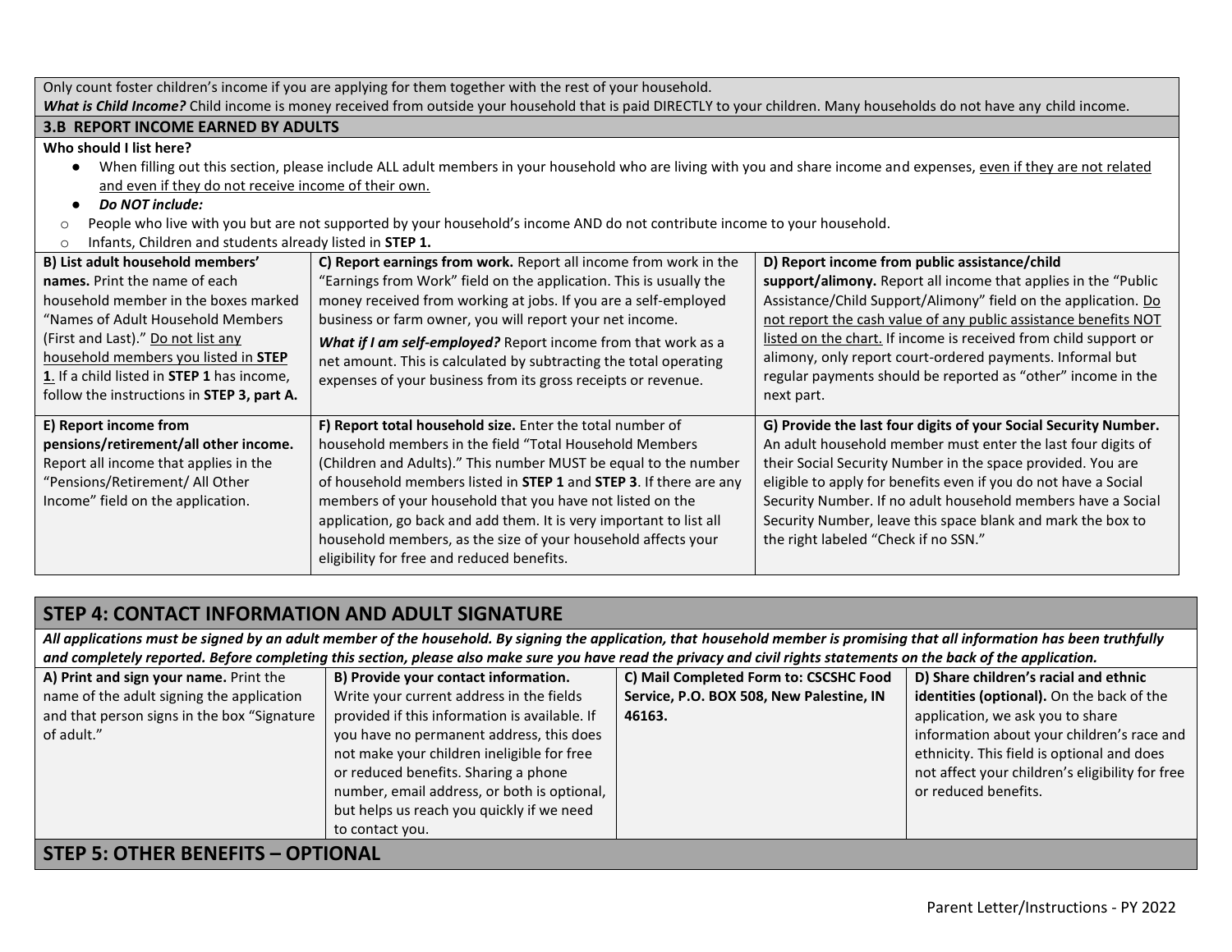Only count foster children's income if you are applying for them together with the rest of your household.

***What is Child Income?*** Child income is money received from outside your household that is paid DIRECTLY to your children. Many households do not have any child income.

### 3.B REPORT INCOME EARNED BY ADULTS

**Who should I list here?**

- When filling out this section, please include ALL adult members in your household who are living with you and share income and expenses, <u>even if they are not related and even if they do not receive income of their own.</u>
- ***Do NOT include:***
  - People who live with you but are not supported by your household's income AND do not contribute income to your household.
  - Infants, Children and students already listed in **STEP 1.**

| | | |
|---|---|---|
| **B) List adult household members' names.** Print the name of each household member in the boxes marked "Names of Adult Household Members (First and Last)." <u>Do not list any household members you listed in **STEP 1**</u>. If a child listed in **STEP 1** has income, follow the instructions in **STEP 3, part A.** | **C) Report earnings from work.** Report all income from work in the "Earnings from Work" field on the application. This is usually the money received from working at jobs. If you are a self-employed business or farm owner, you will report your net income. ***What if I am self-employed?*** Report income from that work as a net amount. This is calculated by subtracting the total operating expenses of your business from its gross receipts or revenue. | **D) Report income from public assistance/child support/alimony.** Report all income that applies in the "Public Assistance/Child Support/Alimony" field on the application. <u>Do not report the cash value of any public assistance benefits NOT listed on the chart.</u> If income is received from child support or alimony, only report court-ordered payments. Informal but regular payments should be reported as "other" income in the next part. |
| **E) Report income from pensions/retirement/all other income.** Report all income that applies in the "Pensions/Retirement/ All Other Income" field on the application. | **F) Report total household size.** Enter the total number of household members in the field "Total Household Members (Children and Adults)." This number MUST be equal to the number of household members listed in **STEP 1** and **STEP 3**. If there are any members of your household that you have not listed on the application, go back and add them. It is very important to list all household members, as the size of your household affects your eligibility for free and reduced benefits. | **G) Provide the last four digits of your Social Security Number.** An adult household member must enter the last four digits of their Social Security Number in the space provided. You are eligible to apply for benefits even if you do not have a Social Security Number. If no adult household members have a Social Security Number, leave this space blank and mark the box to the right labeled "Check if no SSN." |

## STEP 4: CONTACT INFORMATION AND ADULT SIGNATURE

***All applications must be signed by an adult member of the household. By signing the application, that household member is promising that all information has been truthfully and completely reported. Before completing this section, please also make sure you have read the privacy and civil rights statements on the back of the application.***

| | | | |
|---|---|---|---|
| **A) Print and sign your name.** Print the name of the adult signing the application and that person signs in the box "Signature of adult." | **B) Provide your contact information.** Write your current address in the fields provided if this information is available. If you have no permanent address, this does not make your children ineligible for free or reduced benefits. Sharing a phone number, email address, or both is optional, but helps us reach you quickly if we need to contact you. | **C) Mail Completed Form to: CSCSHC Food Service, P.O. BOX 508, New Palestine, IN 46163.** | **D) Share children's racial and ethnic identities (optional).** On the back of the application, we ask you to share information about your children's race and ethnicity. This field is optional and does not affect your children's eligibility for free or reduced benefits. |

## STEP 5: OTHER BENEFITS – OPTIONAL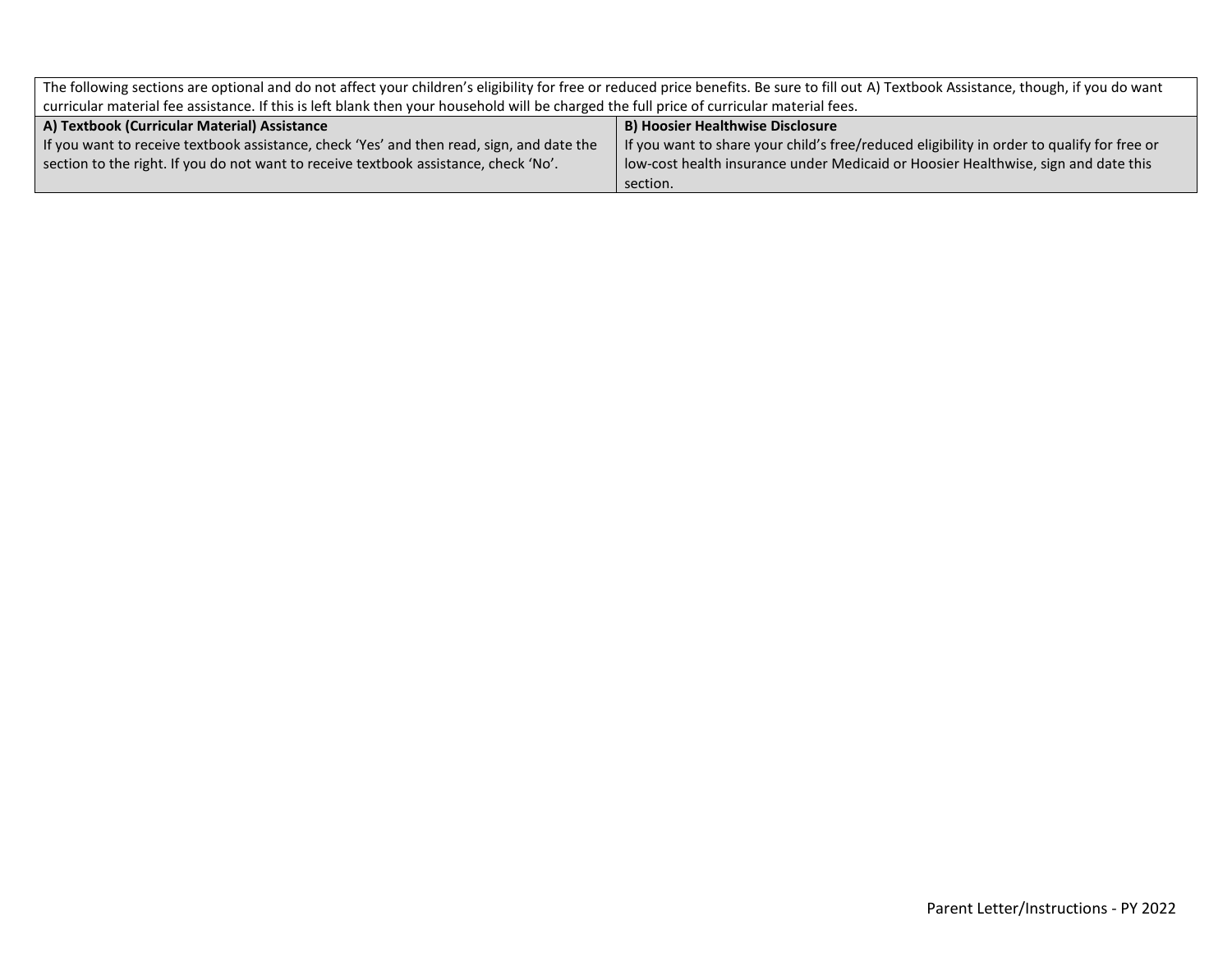The following sections are optional and do not affect your children's eligibility for free or reduced price benefits. Be sure to fill out A) Textbook Assistance, though, if you do want curricular material fee assistance. If this is left blank then your household will be charged the full price of curricular material fees.

| **A) Textbook (Curricular Material) Assistance** | **B) Hoosier Healthwise Disclosure** |
|---|---|
| If you want to receive textbook assistance, check 'Yes' and then read, sign, and date the section to the right. If you do not want to receive textbook assistance, check 'No'. | If you want to share your child's free/reduced eligibility in order to qualify for free or low-cost health insurance under Medicaid or Hoosier Healthwise, sign and date this section. |

Parent Letter/Instructions - PY 2022